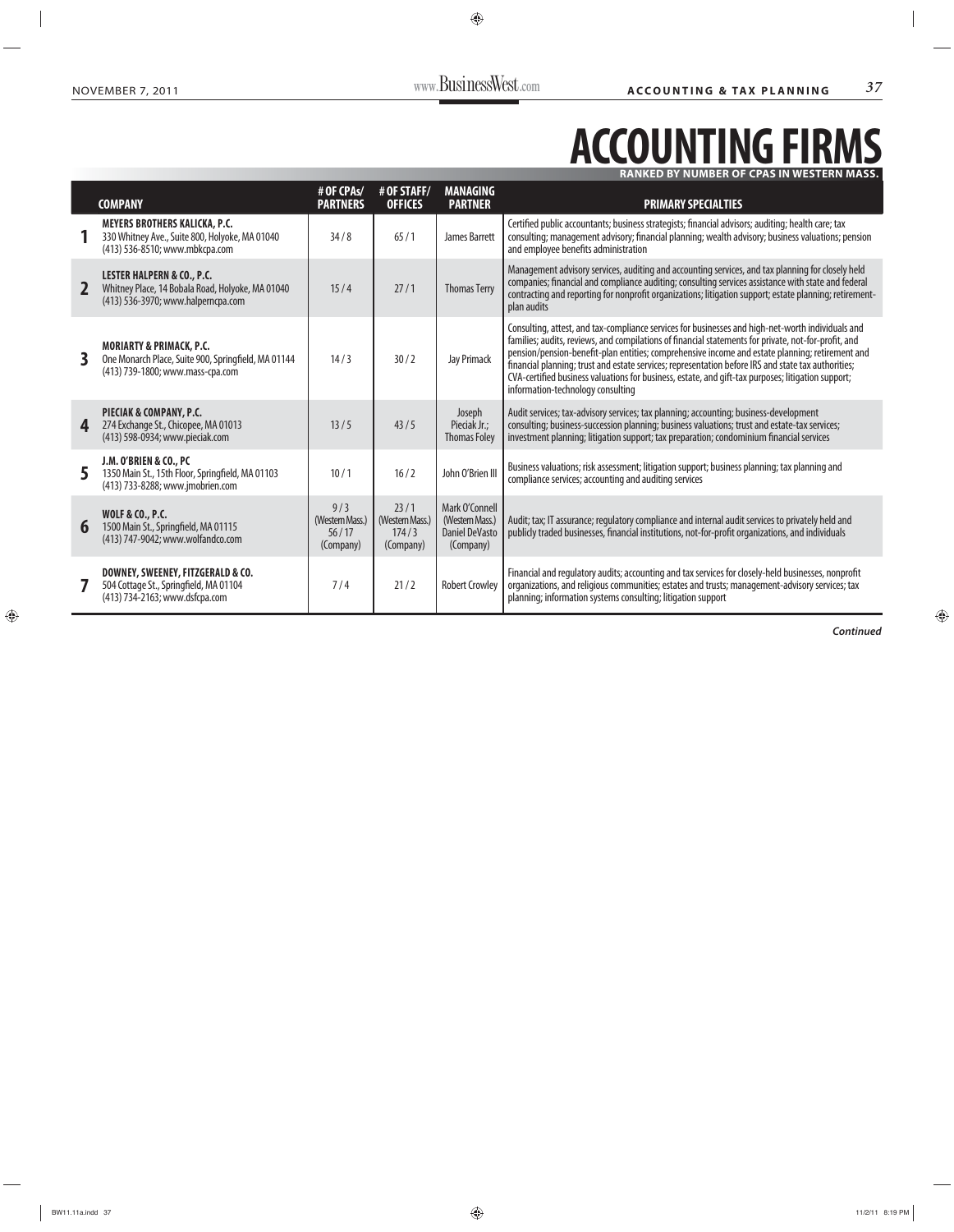# ACCOUNTING FIRMS

**RANKED BY NUMBER OF CPAS IN WESTERN MASS.**

| | COMPANY | # OF CPAs/ PARTNERS | # OF STAFF/ OFFICES | MANAGING PARTNER | PRIMARY SPECIALTIES |
|---|---|---|---|---|---|
| 1 | **MEYERS BROTHERS KALICKA, P.C.** 330 Whitney Ave., Suite 800, Holyoke, MA 01040 (413) 536-8510; www.mbkcpa.com | 34 / 8 | 65 / 1 | James Barrett | Certified public accountants; business strategists; financial advisors; auditing; health care; tax consulting; management advisory; financial planning; wealth advisory; business valuations; pension and employee benefits administration |
| 2 | **LESTER HALPERN & CO., P.C.** Whitney Place, 14 Bobala Road, Holyoke, MA 01040 (413) 536-3970; www.halperncpa.com | 15 / 4 | 27 / 1 | Thomas Terry | Management advisory services, auditing and accounting services, and tax planning for closely held companies; financial and compliance auditing; consulting services assistance with state and federal contracting and reporting for nonprofit organizations; litigation support; estate planning; retirement-plan audits |
| 3 | **MORIARTY & PRIMACK, P.C.** One Monarch Place, Suite 900, Springfield, MA 01144 (413) 739-1800; www.mass-cpa.com | 14 / 3 | 30 / 2 | Jay Primack | Consulting, attest, and tax-compliance services for businesses and high-net-worth individuals and families; audits, reviews, and compilations of financial statements for private, not-for-profit, and pension/pension-benefit-plan entities; comprehensive income and estate planning; retirement and financial planning; trust and estate services; representation before IRS and state tax authorities; CVA-certified business valuations for business, estate, and gift-tax purposes; litigation support; information-technology consulting |
| 4 | **PIECIAK & COMPANY, P.C.** 274 Exchange St., Chicopee, MA 01013 (413) 598-0934; www.pieciak.com | 13 / 5 | 43 / 5 | Joseph Pieciak Jr.; Thomas Foley | Audit services; tax-advisory services; tax planning; accounting; business-development consulting; business-succession planning; business valuations; trust and estate-tax services; investment planning; litigation support; tax preparation; condominium financial services |
| 5 | **J.M. O'BRIEN & CO., PC** 1350 Main St., 15th Floor, Springfield, MA 01103 (413) 733-8288; www.jmobrien.com | 10 / 1 | 16 / 2 | John O'Brien III | Business valuations; risk assessment; litigation support; business planning; tax planning and compliance services; accounting and auditing services |
| 6 | **WOLF & CO., P.C.** 1500 Main St., Springfield, MA 01115 (413) 747-9042; www.wolfandco.com | 9 / 3 (Western Mass.) 56 / 17 (Company) | 23 / 1 (Western Mass.) 174 / 3 (Company) | Mark O'Connell (Western Mass.) Daniel DeVasto (Company) | Audit; tax; IT assurance; regulatory compliance and internal audit services to privately held and publicly traded businesses, financial institutions, not-for-profit organizations, and individuals |
| 7 | **DOWNEY, SWEENEY, FITZGERALD & CO.** 504 Cottage St., Springfield, MA 01104 (413) 734-2163; www.dsfcpa.com | 7 / 4 | 21 / 2 | Robert Crowley | Financial and regulatory audits; accounting and tax services for closely-held businesses, nonprofit organizations, and religious communities; estates and trusts; management-advisory services; tax planning; information systems consulting; litigation support |

*Continued*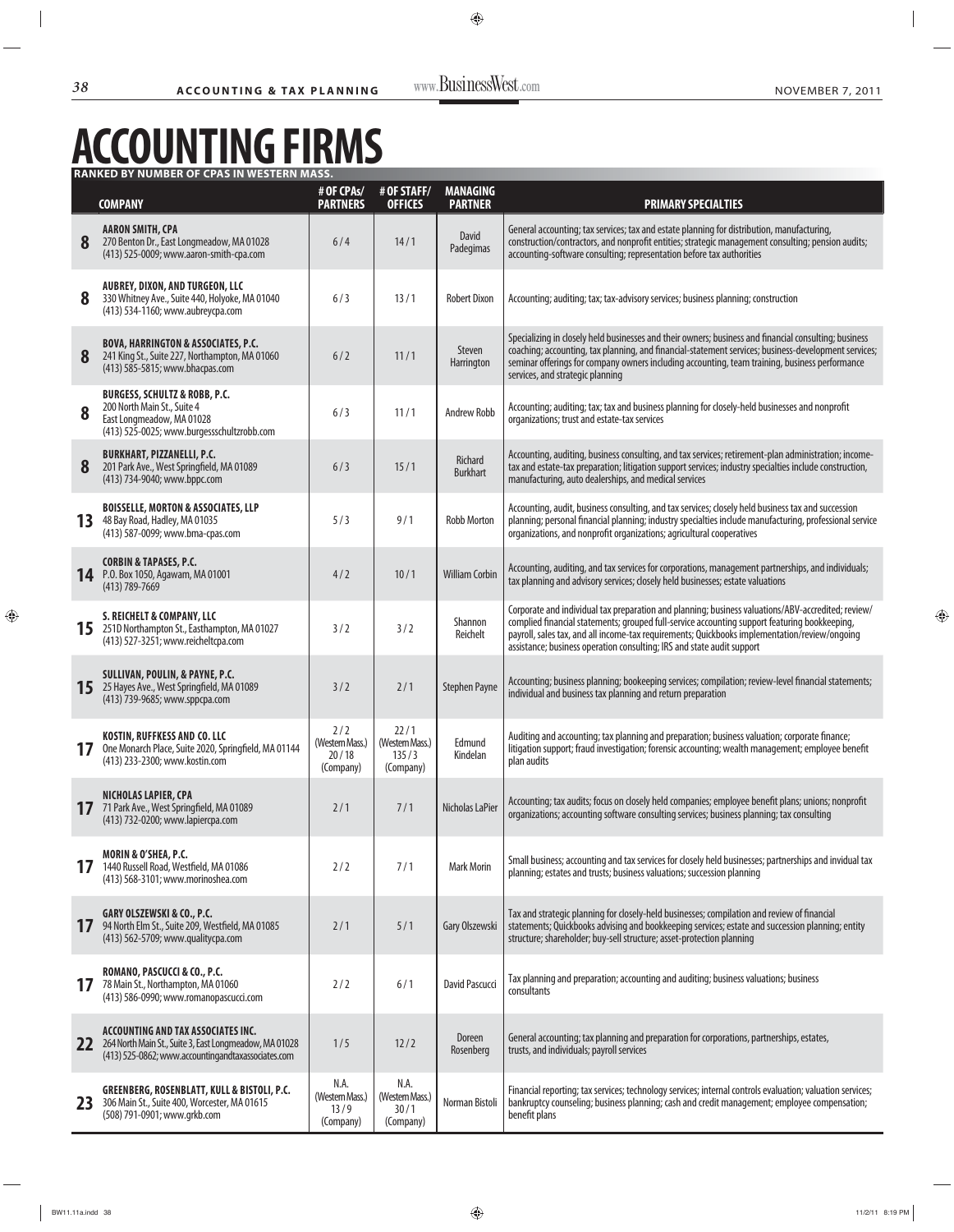# ACCOUNTING FIRMS

**RANKED BY NUMBER OF CPAS IN WESTERN MASS.**

| | COMPANY | # OF CPAs/ PARTNERS | # OF STAFF/ OFFICES | MANAGING PARTNER | PRIMARY SPECIALTIES |
|---|---|---|---|---|---|
| 8 | **AARON SMITH, CPA** 270 Benton Dr., East Longmeadow, MA 01028 (413) 525-0009; www.aaron-smith-cpa.com | 6 / 4 | 14 / 1 | David Padegimas | General accounting; tax services; tax and estate planning for distribution, manufacturing, construction/contractors, and nonprofit entities; strategic management consulting; pension audits; accounting-software consulting; representation before tax authorities |
| 8 | **AUBREY, DIXON, AND TURGEON, LLC** 330 Whitney Ave., Suite 440, Holyoke, MA 01040 (413) 534-1160; www.aubreycpa.com | 6 / 3 | 13 / 1 | Robert Dixon | Accounting; auditing; tax; tax-advisory services; business planning; construction |
| 8 | **BOVA, HARRINGTON & ASSOCIATES, P.C.** 241 King St., Suite 227, Northampton, MA 01060 (413) 585-5815; www.bhacpas.com | 6 / 2 | 11 / 1 | Steven Harrington | Specializing in closely held businesses and their owners; business and financial consulting; business coaching; accounting, tax planning, and financial-statement services; business-development services; seminar offerings for company owners including accounting, team training, business performance services, and strategic planning |
| 8 | **BURGESS, SCHULTZ & ROBB, P.C.** 200 North Main St., Suite 4 East Longmeadow, MA 01028 (413) 525-0025; www.burgessschultzrobb.com | 6 / 3 | 11 / 1 | Andrew Robb | Accounting; auditing; tax; tax and business planning for closely-held businesses and nonprofit organizations; trust and estate-tax services |
| 8 | **BURKHART, PIZZANELLI, P.C.** 201 Park Ave., West Springfield, MA 01089 (413) 734-9040; www.bppc.com | 6 / 3 | 15 / 1 | Richard Burkhart | Accounting, auditing, business consulting, and tax services; retirement-plan administration; income-tax and estate-tax preparation; litigation support services; industry specialties include construction, manufacturing, auto dealerships, and medical services |
| 13 | **BOISSELLE, MORTON & ASSOCIATES, LLP** 48 Bay Road, Hadley, MA 01035 (413) 587-0099; www.bma-cpas.com | 5 / 3 | 9 / 1 | Robb Morton | Accounting, audit, business consulting, and tax services; closely held business tax and succession planning; personal financial planning; industry specialties include manufacturing, professional service organizations, and nonprofit organizations; agricultural cooperatives |
| 14 | **CORBIN & TAPASES, P.C.** P.O. Box 1050, Agawam, MA 01001 (413) 789-7669 | 4 / 2 | 10 / 1 | William Corbin | Accounting, auditing, and tax services for corporations, management partnerships, and individuals; tax planning and advisory services; closely held businesses; estate valuations |
| 15 | **S. REICHELT & COMPANY, LLC** 251D Northampton St., Easthampton, MA 01027 (413) 527-3251; www.reicheltcpa.com | 3 / 2 | 3 / 2 | Shannon Reichelt | Corporate and individual tax preparation and planning; business valuations/ABV-accredited; review/complied financial statements; grouped full-service accounting support featuring bookkeeping, payroll, sales tax, and all income-tax requirements; Quickbooks implementation/review/ongoing assistance; business operation consulting; IRS and state audit support |
| 15 | **SULLIVAN, POULIN, & PAYNE, P.C.** 25 Hayes Ave., West Springfield, MA 01089 (413) 739-9685; www.sppcpa.com | 3 / 2 | 2 / 1 | Stephen Payne | Accounting; business planning; bookeeping services; compilation; review-level financial statements; individual and business tax planning and return preparation |
| 17 | **KOSTIN, RUFFKESS AND CO. LLC** One Monarch Place, Suite 2020, Springfield, MA 01144 (413) 233-2300; www.kostin.com | 2 / 2 (Western Mass.) 20 / 18 (Company) | 22 / 1 (Western Mass.) 135 / 3 (Company) | Edmund Kindelan | Auditing and accounting; tax planning and preparation; business valuation; corporate finance; litigation support; fraud investigation; forensic accounting; wealth management; employee benefit plan audits |
| 17 | **NICHOLAS LAPIER, CPA** 71 Park Ave., West Springfield, MA 01089 (413) 732-0200; www.lapiercpa.com | 2 / 1 | 7 / 1 | Nicholas LaPier | Accounting; tax audits; focus on closely held companies; employee benefit plans; unions; nonprofit organizations; accounting software consulting services; business planning; tax consulting |
| 17 | **MORIN & O'SHEA, P.C.** 1440 Russell Road, Westfield, MA 01086 (413) 568-3101; www.morinoshea.com | 2 / 2 | 7 / 1 | Mark Morin | Small business; accounting and tax services for closely held businesses; partnerships and invidual tax planning; estates and trusts; business valuations; succession planning |
| 17 | **GARY OLSZEWSKI & CO., P.C.** 94 North Elm St., Suite 209, Westfield, MA 01085 (413) 562-5709; www.qualitycpa.com | 2 / 1 | 5 / 1 | Gary Olszewski | Tax and strategic planning for closely-held businesses; compilation and review of financial statements; Quickbooks advising and bookkeeping services; estate and succession planning; entity structure; shareholder; buy-sell structure; asset-protection planning |
| 17 | **ROMANO, PASCUCCI & CO., P.C.** 78 Main St., Northampton, MA 01060 (413) 586-0990; www.romanopascucci.com | 2 / 2 | 6 / 1 | David Pascucci | Tax planning and preparation; accounting and auditing; business valuations; business consultants |
| 22 | **ACCOUNTING AND TAX ASSOCIATES INC.** 264 North Main St., Suite 3, East Longmeadow, MA 01028 (413) 525-0862; www.accountingandtaxassociates.com | 1 / 5 | 12 / 2 | Doreen Rosenberg | General accounting; tax planning and preparation for corporations, partnerships, estates, trusts, and individuals; payroll services |
| 23 | **GREENBERG, ROSENBLATT, KULL & BISTOLI, P.C.** 306 Main St., Suite 400, Worcester, MA 01615 (508) 791-0901; www.grkb.com | N.A. (Western Mass.) 13 / 9 (Company) | N.A. (Western Mass.) 30 / 1 (Company) | Norman Bistoli | Financial reporting; tax services; technology services; internal controls evaluation; valuation services; bankruptcy counseling; business planning; cash and credit management; employee compensation; benefit plans |